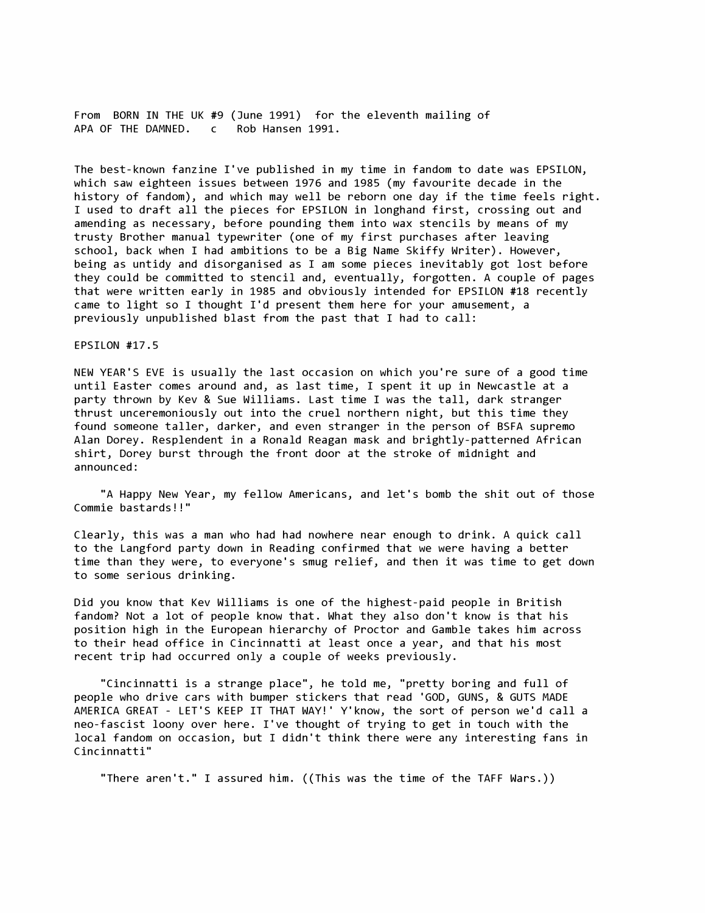From BORN IN THE UK #9 (June 1991) for the eleventh mailing of APA OF THE DAMNED. c Rob Hansen 1991.

The best-known fanzine I've published in my time in fandom to date was EPSILON, which saw eighteen issues between 1976 and 1985 (my favourite decade in the history of fandom), and which may well be reborn one day if the time feels right. I used to draft all the pieces for EPSILON in longhand first, crossing out and amending as necessary, before pounding them into wax stencils by means of my trusty Brother manual typewriter (one of my first purchases after leaving school, back when I had ambitions to be a Big Name Skiffy Writer). However, being as untidy and disorganised as I am some pieces inevitably got lost before they could be committed to stencil and, eventually, forgotten. A couple of pages that were written early in 1985 and obviously intended for EPSILON #18 recently came to light so I thought I'd present them here for your amusement, a previously unpublished blast from the past that I had to call:

## EPSILON #17.5

NEW YEAR'S EVE is usually the last occasion on which you're sure of a good time until Easter comes around and, as last time, I spent it up in Newcastle at a party thrown by Kev & Sue Williams. Last time I was the tall, dark stranger thrust unceremoniously out into the cruel northern night, but this time they found someone taller, darker, and even stranger in the person of BSFA supremo Alan Dorey. Resplendent in a Ronald Reagan mask and brightly-patterned African shirt, Dorey burst through the front door at the stroke of midnight and announced:

"A Happy New Year, my fellow Americans, and let's bomb the shit out of those Commie bastards!!"

Clearly, this was a man who had had nowhere near enough to drink. A quick call to the Langford party down in Reading confirmed that we were having a better time than they were, to everyone's smug relief, and then it was time to get down to some serious drinking.

Did you know that Kev Williams is one of the highest-paid people in British fandom? Not a lot of people know that. What they also don't know is that his position high in the European hierarchy of Proctor and Gamble takes him across to their head office in Cincinnatti at least once a year, and that his most recent trip had occurred only a couple of weeks previously.

"Cincinnatti is a strange place", he told me, "pretty boring and full of people who drive cars with bumper stickers that read 'GOD, GUNS, & GUTS MADE AMERICA GREAT - LET'S KEEP IT THAT WAY!' Y'know, the sort of person we'd call a neo-fascist loony over here. I've thought of trying to get in touch with the local fandom on occasion, but I didn't think there were any interesting fans in Cincinnatti"

"There aren't." I assured him. ((This was the time of the TAFF Wars.))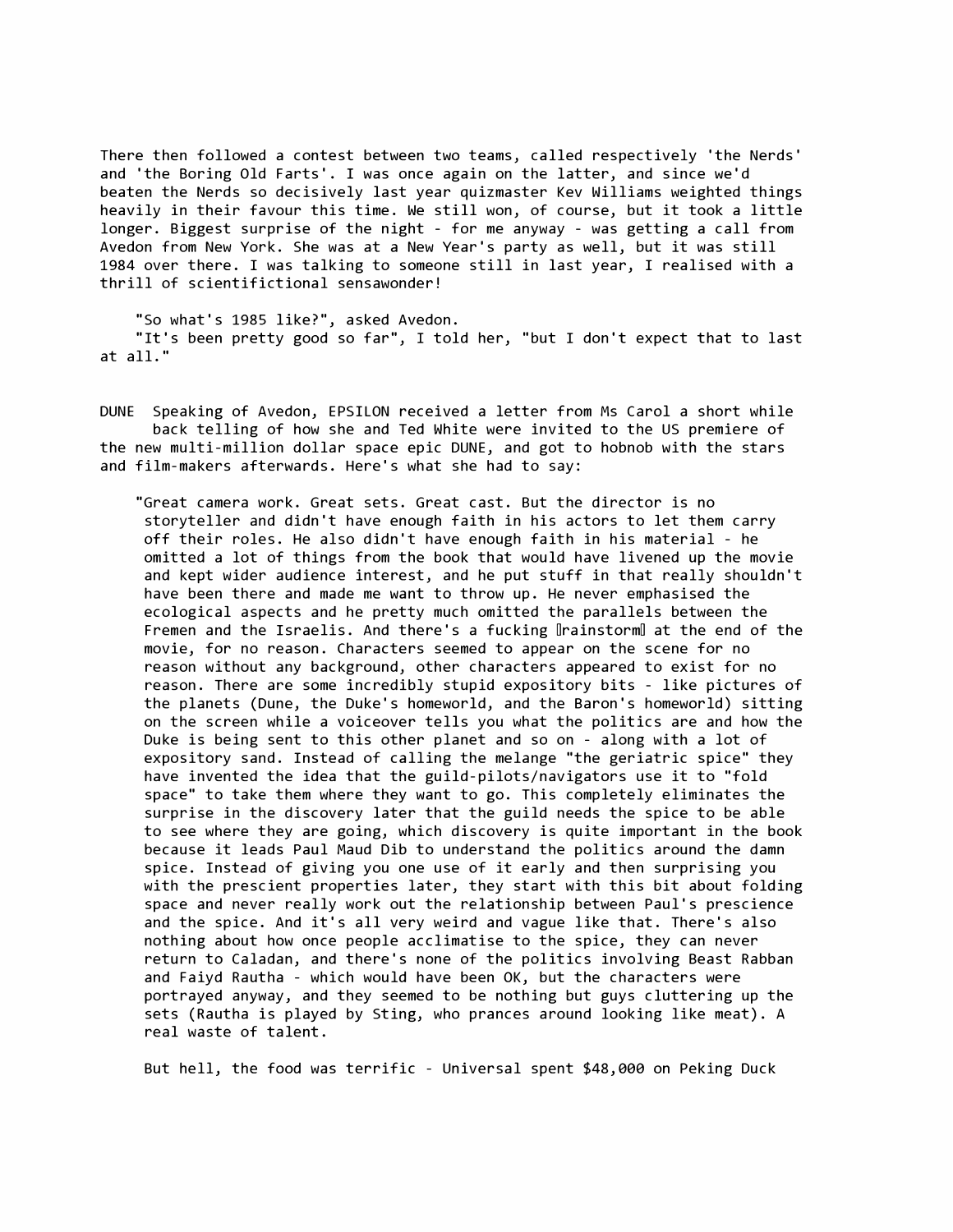There then followed a contest between two teams, called respectively 'the Nerds' and 'the Boring Old Farts'. I was once again on the latter, and since we'd beaten the Nerds so decisively last year quizmaster Kev Williams weighted things heavily in their favour this time. We still won, of course, but it took a little longer. Biggest surprise of the night - for me anyway - was getting a call from Avedon from New York. She was at a New Year's party as well, but it was still 1984 over there. I was talking to someone still in last year, I realised with a thrill of scientifictional sensawonder!

"So what's 1985 like?", asked Avedon.
"It's been pretty good so far", I told her, "but I don't expect that to last at all."

DUNE Speaking of Avedon, EPSILON received a letter from Ms Carol a short while back telling of how she and Ted White were invited to the US premiere of the new multi-million dollar space epic DUNE, and got to hobnob with the stars and film-makers afterwards. Here's what she had to say:

"Great camera work. Great sets. Great cast. But the director is no storyteller and didn't have enough faith in his actors to let them carry off their roles. He also didn't have enough faith in his material - he omitted a lot of things from the book that would have livened up the movie and kept wider audience interest, and he put stuff in that really shouldn't have been there and made me want to throw up. He never emphasised the ecological aspects and he pretty much omitted the parallels between the Fremen and the Israelis. And there's a fucking rainstorm at the end of the movie, for no reason. Characters seemed to appear on the scene for no reason without any background, other characters appeared to exist for no reason. There are some incredibly stupid expository bits - like pictures of the planets (Dune, the Duke's homeworld, and the Baron's homeworld) sitting on the screen while a voiceover tells you what the politics are and how the Duke is being sent to this other planet and so on - along with a lot of expository sand. Instead of calling the melange "the geriatric spice" they have invented the idea that the guild-pilots/navigators use it to "fold space" to take them where they want to go. This completely eliminates the surprise in the discovery later that the guild needs the spice to be able to see where they are going, which discovery is quite important in the book because it leads Paul Maud Dib to understand the politics around the damn spice. Instead of giving you one use of it early and then surprising you with the prescient properties later, they start with this bit about folding space and never really work out the relationship between Paul's prescience and the spice. And it's all very weird and vague like that. There's also nothing about how once people acclimatise to the spice, they can never return to Caladan, and there's none of the politics involving Beast Rabban and Faiyd Rautha - which would have been OK, but the characters were portrayed anyway, and they seemed to be nothing but guys cluttering up the sets (Rautha is played by Sting, who prances around looking like meat). A real waste of talent.

But hell, the food was terrific - Universal spent $48,000 on Peking Duck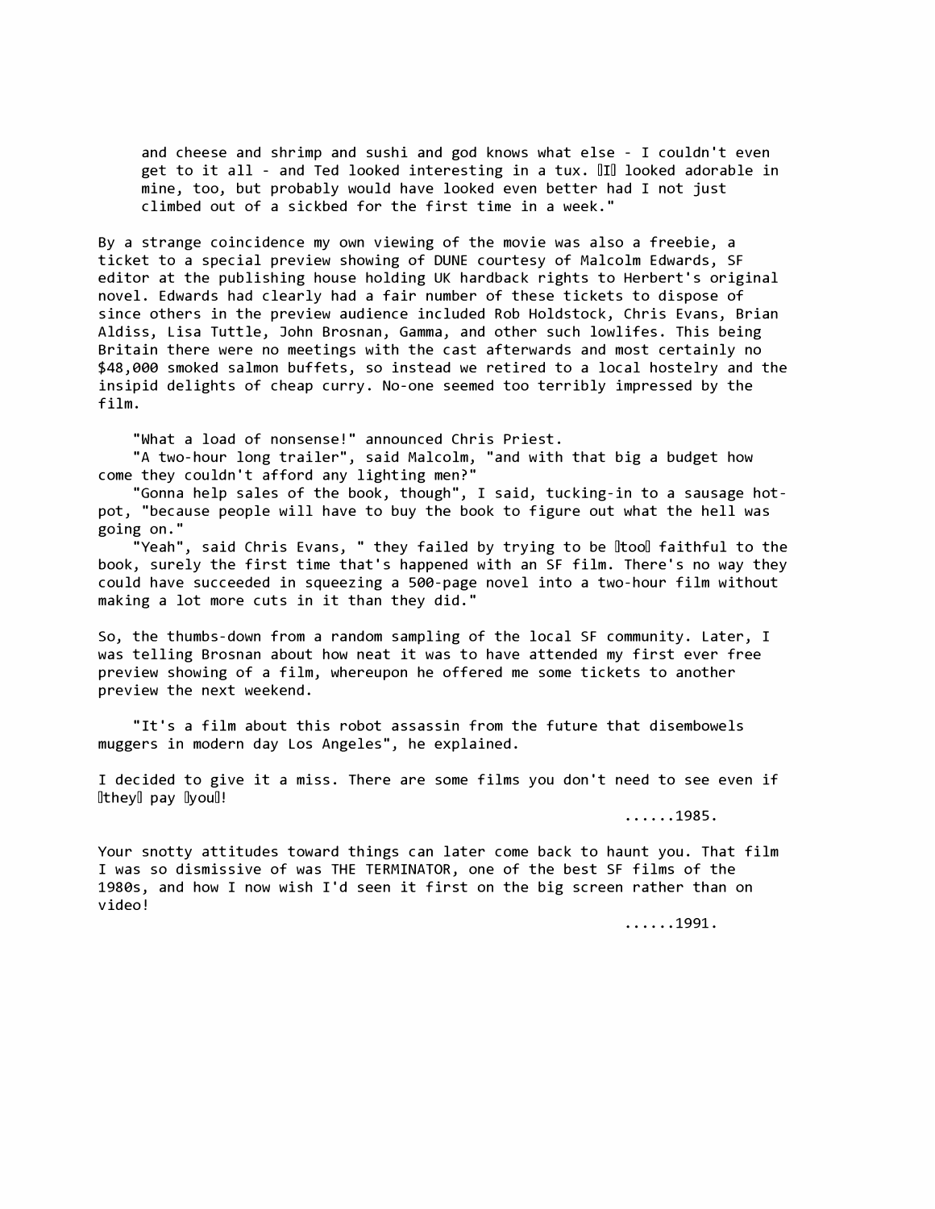> and cheese and shrimp and sushi and god knows what else - I couldn't even get to it all - and Ted looked interesting in a tux. *I* looked adorable in mine, too, but probably would have looked even better had I not just climbed out of a sickbed for the first time in a week."

By a strange coincidence my own viewing of the movie was also a freebie, a ticket to a special preview showing of DUNE courtesy of Malcolm Edwards, SF editor at the publishing house holding UK hardback rights to Herbert's original novel. Edwards had clearly had a fair number of these tickets to dispose of since others in the preview audience included Rob Holdstock, Chris Evans, Brian Aldiss, Lisa Tuttle, John Brosnan, Gamma, and other such lowlifes. This being Britain there were no meetings with the cast afterwards and most certainly no $48,000 smoked salmon buffets, so instead we retired to a local hostelry and the insipid delights of cheap curry. No-one seemed too terribly impressed by the film.

"What a load of nonsense!" announced Chris Priest.
"A two-hour long trailer", said Malcolm, "and with that big a budget how come they couldn't afford any lighting men?"
"Gonna help sales of the book, though", I said, tucking-in to a sausage hot-pot, "because people will have to buy the book to figure out what the hell was going on."
"Yeah", said Chris Evans, " they failed by trying to be *too* faithful to the book, surely the first time that's happened with an SF film. There's no way they could have succeeded in squeezing a 500-page novel into a two-hour film without making a lot more cuts in it than they did."

So, the thumbs-down from a random sampling of the local SF community. Later, I was telling Brosnan about how neat it was to have attended my first ever free preview showing of a film, whereupon he offered me some tickets to another preview the next weekend.

"It's a film about this robot assassin from the future that disembowels muggers in modern day Los Angeles", he explained.

I decided to give it a miss. There are some films you don't need to see even if *they* pay *you*!

......1985.

Your snotty attitudes toward things can later come back to haunt you. That film I was so dismissive of was THE TERMINATOR, one of the best SF films of the 1980s, and how I now wish I'd seen it first on the big screen rather than on video!

......1991.